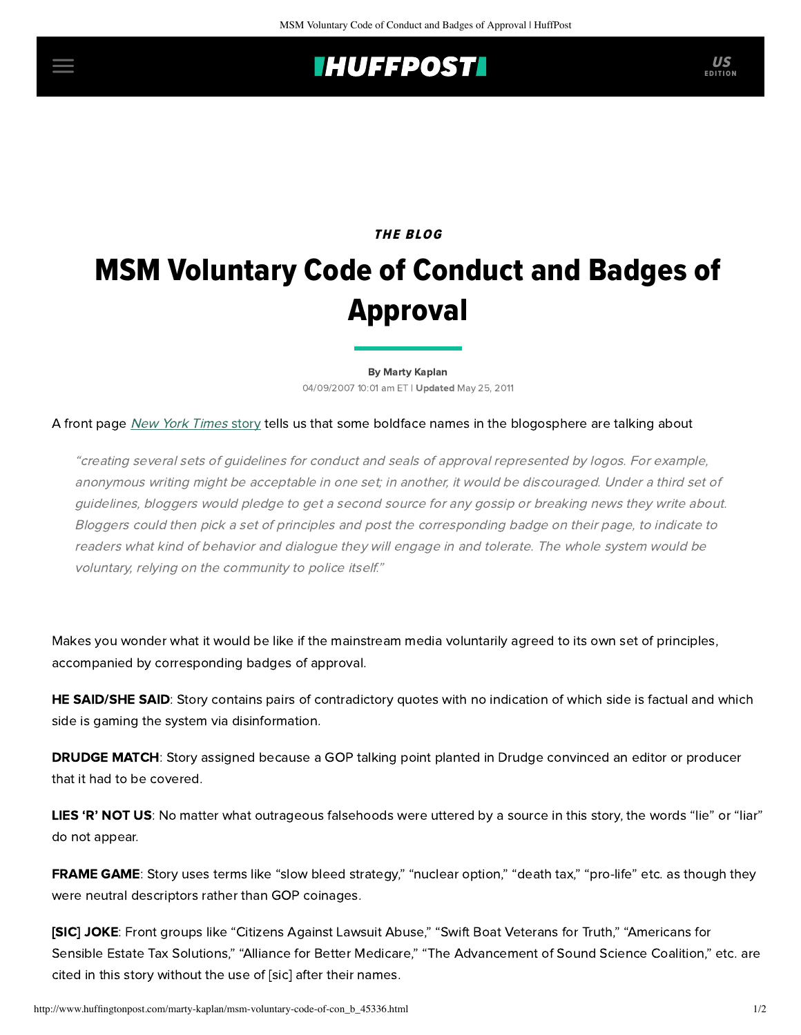THE BLOG

# MSM Voluntary Code of Conduct and Badges of Approval

By Marty Kaplan

04/09/2007 10:01 am ET | **Updated** May 25, 2011

A front page *New York Times* story tells us that some boldface names in the blogosphere are talking about

> *"creating several sets of guidelines for conduct and seals of approval represented by logos. For example, anonymous writing might be acceptable in one set; in another, it would be discouraged. Under a third set of guidelines, bloggers would pledge to get a second source for any gossip or breaking news they write about. Bloggers could then pick a set of principles and post the corresponding badge on their page, to indicate to readers what kind of behavior and dialogue they will engage in and tolerate. The whole system would be voluntary, relying on the community to police itself."*

Makes you wonder what it would be like if the mainstream media voluntarily agreed to its own set of principles, accompanied by corresponding badges of approval.

**HE SAID/SHE SAID**: Story contains pairs of contradictory quotes with no indication of which side is factual and which side is gaming the system via disinformation.

**DRUDGE MATCH**: Story assigned because a GOP talking point planted in Drudge convinced an editor or producer that it had to be covered.

**LIES 'R' NOT US**: No matter what outrageous falsehoods were uttered by a source in this story, the words "lie" or "liar" do not appear.

**FRAME GAME**: Story uses terms like "slow bleed strategy," "nuclear option," "death tax," "pro-life" etc. as though they were neutral descriptors rather than GOP coinages.

**[SIC] JOKE**: Front groups like "Citizens Against Lawsuit Abuse," "Swift Boat Veterans for Truth," "Americans for Sensible Estate Tax Solutions," "Alliance for Better Medicare," "The Advancement of Sound Science Coalition," etc. are cited in this story without the use of [sic] after their names.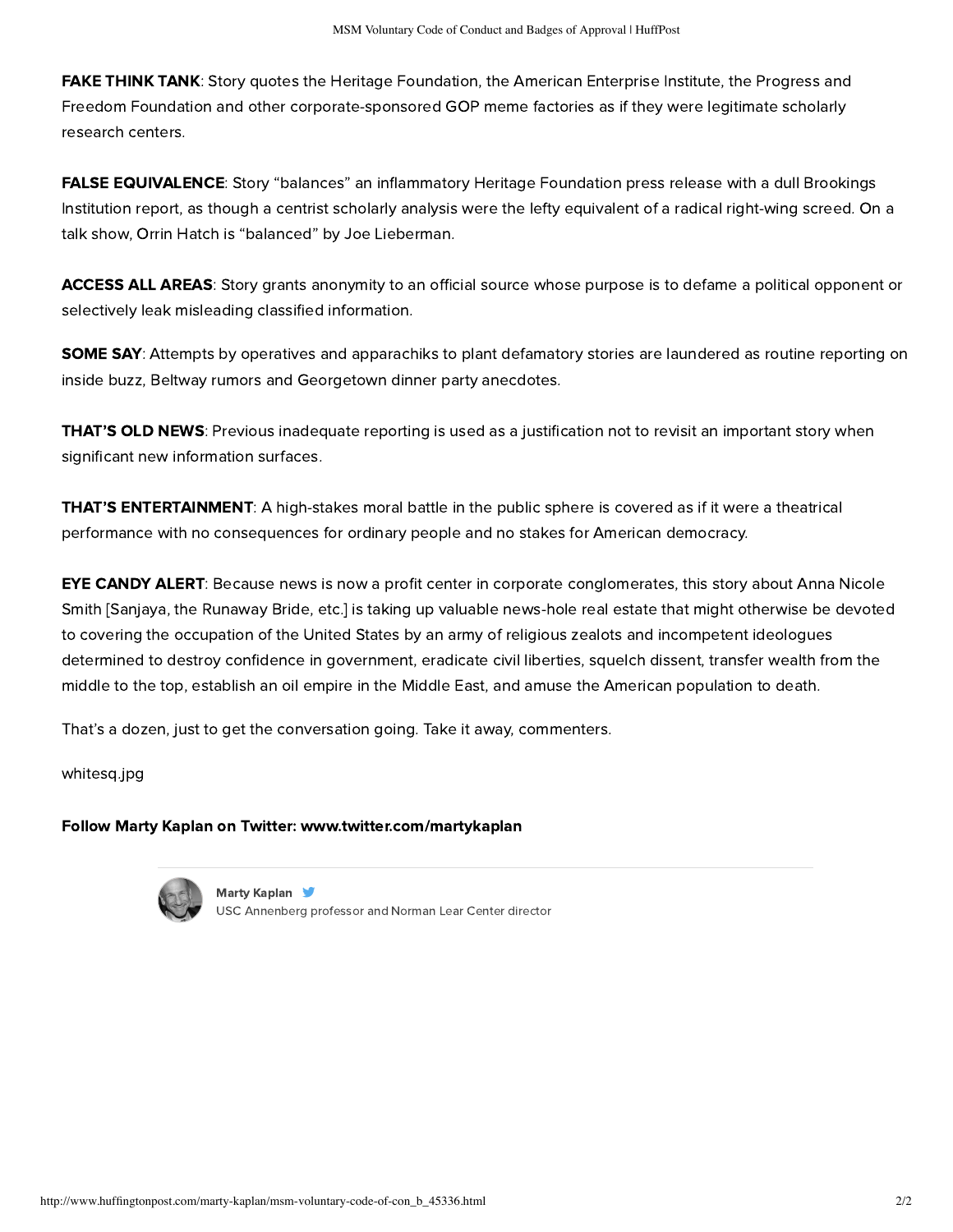**FAKE THINK TANK**: Story quotes the Heritage Foundation, the American Enterprise Institute, the Progress and Freedom Foundation and other corporate-sponsored GOP meme factories as if they were legitimate scholarly research centers.

**FALSE EQUIVALENCE**: Story "balances" an inflammatory Heritage Foundation press release with a dull Brookings Institution report, as though a centrist scholarly analysis were the lefty equivalent of a radical right-wing screed. On a talk show, Orrin Hatch is "balanced" by Joe Lieberman.

**ACCESS ALL AREAS**: Story grants anonymity to an official source whose purpose is to defame a political opponent or selectively leak misleading classified information.

**SOME SAY**: Attempts by operatives and apparachiks to plant defamatory stories are laundered as routine reporting on inside buzz, Beltway rumors and Georgetown dinner party anecdotes.

**THAT'S OLD NEWS**: Previous inadequate reporting is used as a justification not to revisit an important story when significant new information surfaces.

**THAT'S ENTERTAINMENT**: A high-stakes moral battle in the public sphere is covered as if it were a theatrical performance with no consequences for ordinary people and no stakes for American democracy.

**EYE CANDY ALERT**: Because news is now a profit center in corporate conglomerates, this story about Anna Nicole Smith [Sanjaya, the Runaway Bride, etc.] is taking up valuable news-hole real estate that might otherwise be devoted to covering the occupation of the United States by an army of religious zealots and incompetent ideologues determined to destroy confidence in government, eradicate civil liberties, squelch dissent, transfer wealth from the middle to the top, establish an oil empire in the Middle East, and amuse the American population to death.

That's a dozen, just to get the conversation going. Take it away, commenters.

whitesq.jpg

**Follow Marty Kaplan on Twitter: www.twitter.com/martykaplan**

**Marty Kaplan**
USC Annenberg professor and Norman Lear Center director